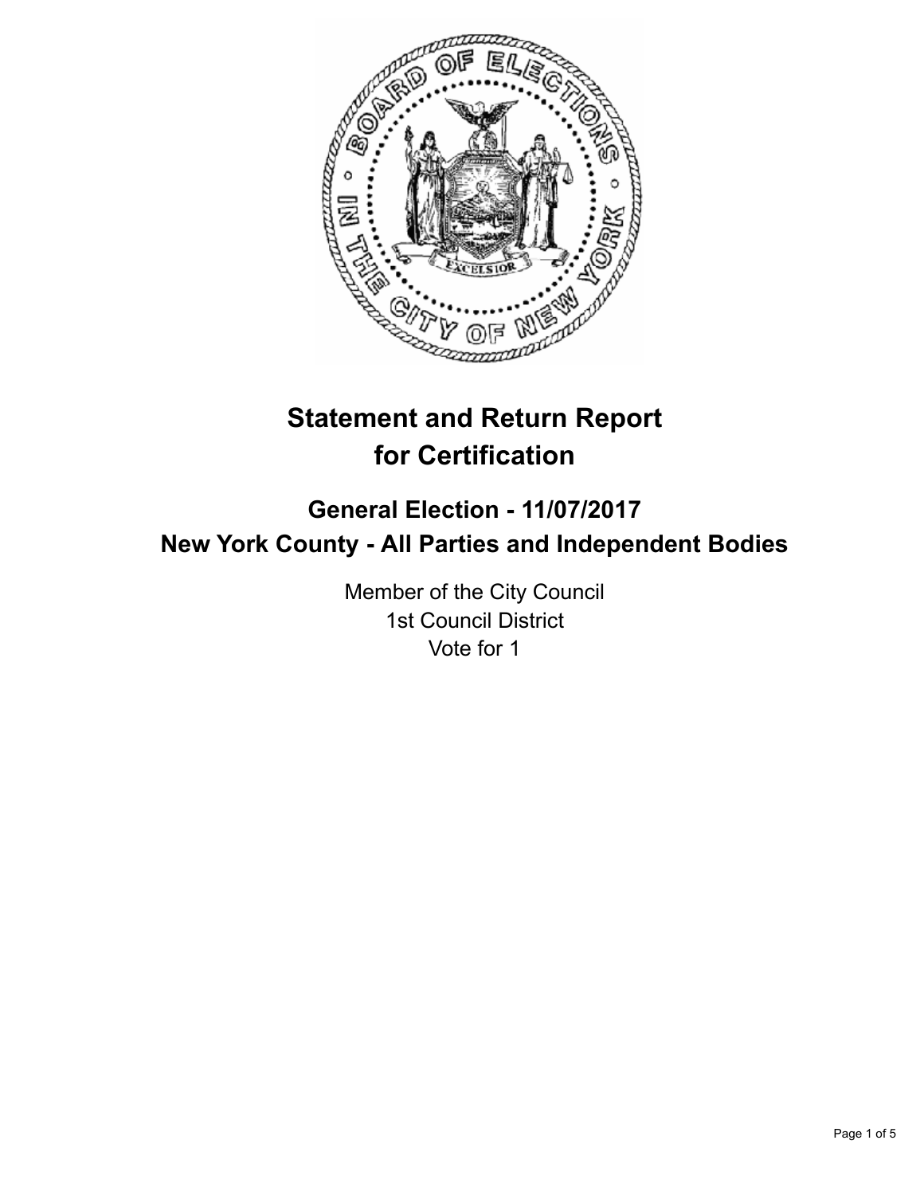# Statement and Return Report for Certification

## General Election - 11/07/2017
## New York County - All Parties and Independent Bodies

Member of the City Council
1st Council District
Vote for 1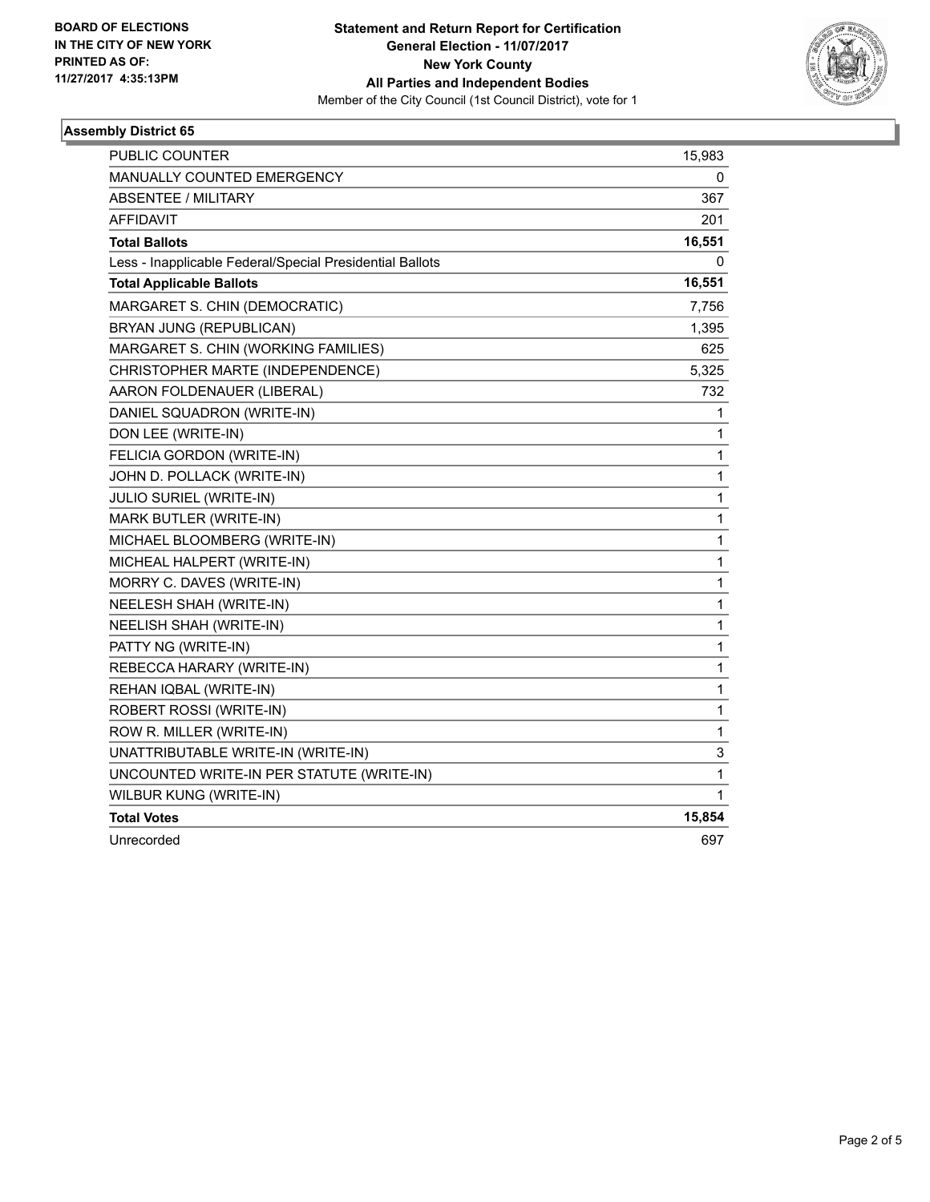BOARD OF ELECTIONS
IN THE CITY OF NEW YORK
PRINTED AS OF:
11/27/2017 4:35:13PM

**Statement and Return Report for Certification**
**General Election - 11/07/2017**
**New York County**
**All Parties and Independent Bodies**
Member of the City Council (1st Council District), vote for 1

### Assembly District 65

| | |
|---|---|
| PUBLIC COUNTER | 15,983 |
| MANUALLY COUNTED EMERGENCY | 0 |
| ABSENTEE / MILITARY | 367 |
| AFFIDAVIT | 201 |
| **Total Ballots** | **16,551** |
| Less - Inapplicable Federal/Special Presidential Ballots | 0 |
| **Total Applicable Ballots** | **16,551** |
| MARGARET S. CHIN (DEMOCRATIC) | 7,756 |
| BRYAN JUNG (REPUBLICAN) | 1,395 |
| MARGARET S. CHIN (WORKING FAMILIES) | 625 |
| CHRISTOPHER MARTE (INDEPENDENCE) | 5,325 |
| AARON FOLDENAUER (LIBERAL) | 732 |
| DANIEL SQUADRON (WRITE-IN) | 1 |
| DON LEE (WRITE-IN) | 1 |
| FELICIA GORDON (WRITE-IN) | 1 |
| JOHN D. POLLACK (WRITE-IN) | 1 |
| JULIO SURIEL (WRITE-IN) | 1 |
| MARK BUTLER (WRITE-IN) | 1 |
| MICHAEL BLOOMBERG (WRITE-IN) | 1 |
| MICHEAL HALPERT (WRITE-IN) | 1 |
| MORRY C. DAVES (WRITE-IN) | 1 |
| NEELESH SHAH (WRITE-IN) | 1 |
| NEELISH SHAH (WRITE-IN) | 1 |
| PATTY NG (WRITE-IN) | 1 |
| REBECCA HARARY (WRITE-IN) | 1 |
| REHAN IQBAL (WRITE-IN) | 1 |
| ROBERT ROSSI (WRITE-IN) | 1 |
| ROW R. MILLER (WRITE-IN) | 1 |
| UNATTRIBUTABLE WRITE-IN (WRITE-IN) | 3 |
| UNCOUNTED WRITE-IN PER STATUTE (WRITE-IN) | 1 |
| WILBUR KUNG (WRITE-IN) | 1 |
| **Total Votes** | **15,854** |
| Unrecorded | 697 |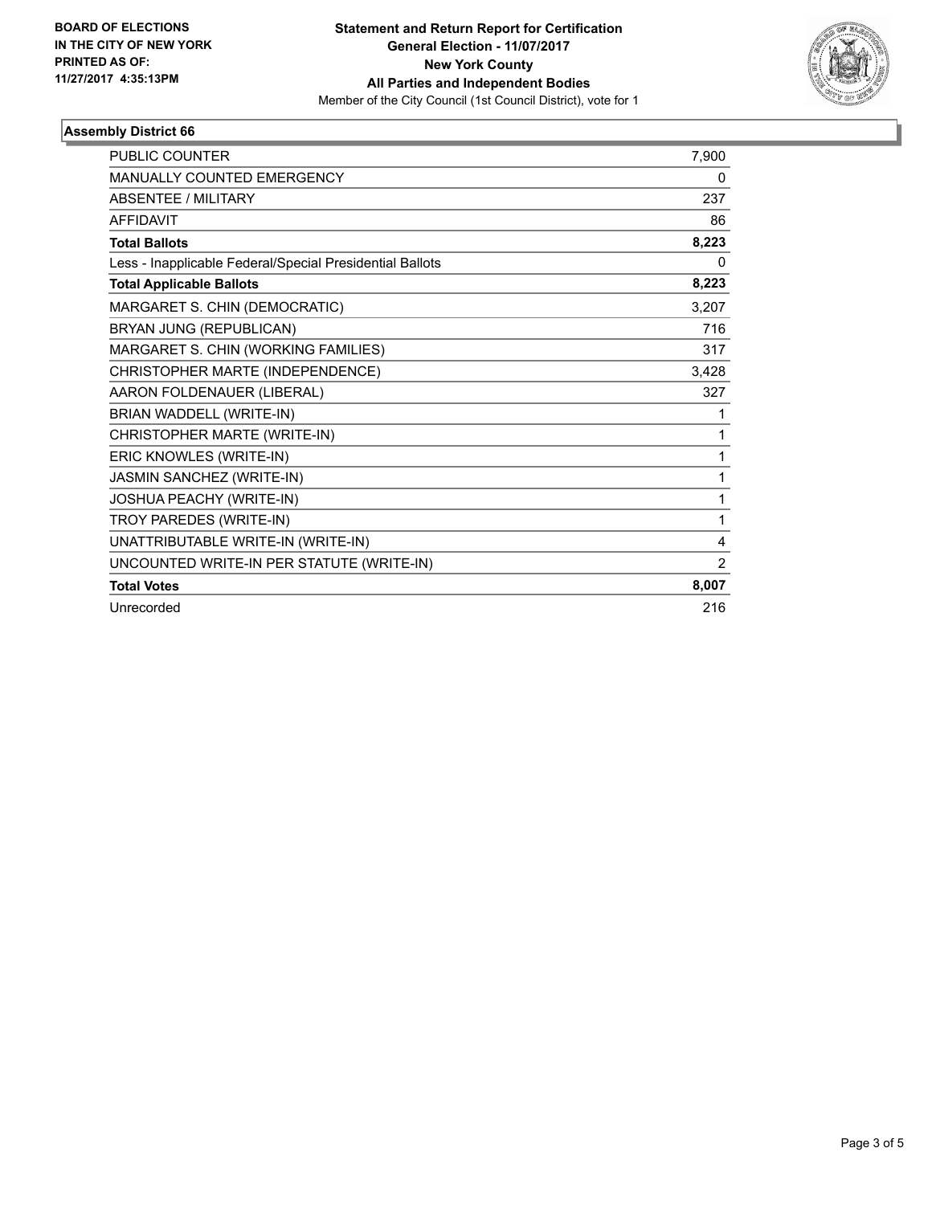BOARD OF ELECTIONS
IN THE CITY OF NEW YORK
PRINTED AS OF:
11/27/2017 4:35:13PM

**Statement and Return Report for Certification**
**General Election - 11/07/2017**
**New York County**
**All Parties and Independent Bodies**
Member of the City Council (1st Council District), vote for 1

## Assembly District 66

| | |
|---|---|
| PUBLIC COUNTER | 7,900 |
| MANUALLY COUNTED EMERGENCY | 0 |
| ABSENTEE / MILITARY | 237 |
| AFFIDAVIT | 86 |
| **Total Ballots** | **8,223** |
| Less - Inapplicable Federal/Special Presidential Ballots | 0 |
| **Total Applicable Ballots** | **8,223** |
| MARGARET S. CHIN (DEMOCRATIC) | 3,207 |
| BRYAN JUNG (REPUBLICAN) | 716 |
| MARGARET S. CHIN (WORKING FAMILIES) | 317 |
| CHRISTOPHER MARTE (INDEPENDENCE) | 3,428 |
| AARON FOLDENAUER (LIBERAL) | 327 |
| BRIAN WADDELL (WRITE-IN) | 1 |
| CHRISTOPHER MARTE (WRITE-IN) | 1 |
| ERIC KNOWLES (WRITE-IN) | 1 |
| JASMIN SANCHEZ (WRITE-IN) | 1 |
| JOSHUA PEACHY (WRITE-IN) | 1 |
| TROY PAREDES (WRITE-IN) | 1 |
| UNATTRIBUTABLE WRITE-IN (WRITE-IN) | 4 |
| UNCOUNTED WRITE-IN PER STATUTE (WRITE-IN) | 2 |
| **Total Votes** | **8,007** |
| Unrecorded | 216 |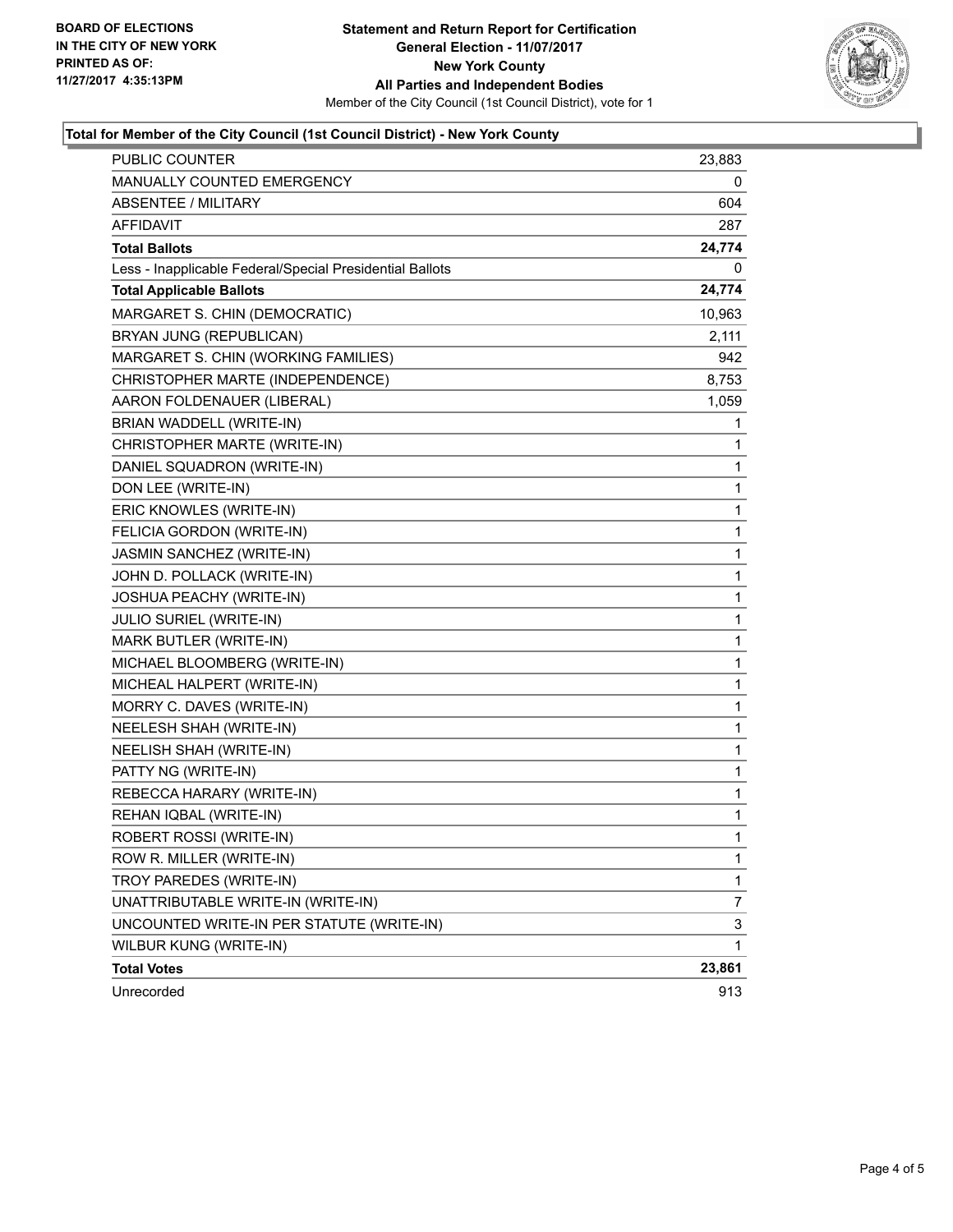**BOARD OF ELECTIONS IN THE CITY OF NEW YORK PRINTED AS OF: 11/27/2017 4:35:13PM**

**Statement and Return Report for Certification General Election - 11/07/2017 New York County All Parties and Independent Bodies**

Member of the City Council (1st Council District), vote for 1

## Total for Member of the City Council (1st Council District) - New York County

| | |
|---|---|
| PUBLIC COUNTER | 23,883 |
| MANUALLY COUNTED EMERGENCY | 0 |
| ABSENTEE / MILITARY | 604 |
| AFFIDAVIT | 287 |
| **Total Ballots** | **24,774** |
| Less - Inapplicable Federal/Special Presidential Ballots | 0 |
| **Total Applicable Ballots** | **24,774** |
| MARGARET S. CHIN (DEMOCRATIC) | 10,963 |
| BRYAN JUNG (REPUBLICAN) | 2,111 |
| MARGARET S. CHIN (WORKING FAMILIES) | 942 |
| CHRISTOPHER MARTE (INDEPENDENCE) | 8,753 |
| AARON FOLDENAUER (LIBERAL) | 1,059 |
| BRIAN WADDELL (WRITE-IN) | 1 |
| CHRISTOPHER MARTE (WRITE-IN) | 1 |
| DANIEL SQUADRON (WRITE-IN) | 1 |
| DON LEE (WRITE-IN) | 1 |
| ERIC KNOWLES (WRITE-IN) | 1 |
| FELICIA GORDON (WRITE-IN) | 1 |
| JASMIN SANCHEZ (WRITE-IN) | 1 |
| JOHN D. POLLACK (WRITE-IN) | 1 |
| JOSHUA PEACHY (WRITE-IN) | 1 |
| JULIO SURIEL (WRITE-IN) | 1 |
| MARK BUTLER (WRITE-IN) | 1 |
| MICHAEL BLOOMBERG (WRITE-IN) | 1 |
| MICHEAL HALPERT (WRITE-IN) | 1 |
| MORRY C. DAVES (WRITE-IN) | 1 |
| NEELESH SHAH (WRITE-IN) | 1 |
| NEELISH SHAH (WRITE-IN) | 1 |
| PATTY NG (WRITE-IN) | 1 |
| REBECCA HARARY (WRITE-IN) | 1 |
| REHAN IQBAL (WRITE-IN) | 1 |
| ROBERT ROSSI (WRITE-IN) | 1 |
| ROW R. MILLER (WRITE-IN) | 1 |
| TROY PAREDES (WRITE-IN) | 1 |
| UNATTRIBUTABLE WRITE-IN (WRITE-IN) | 7 |
| UNCOUNTED WRITE-IN PER STATUTE (WRITE-IN) | 3 |
| WILBUR KUNG (WRITE-IN) | 1 |
| **Total Votes** | **23,861** |
| Unrecorded | 913 |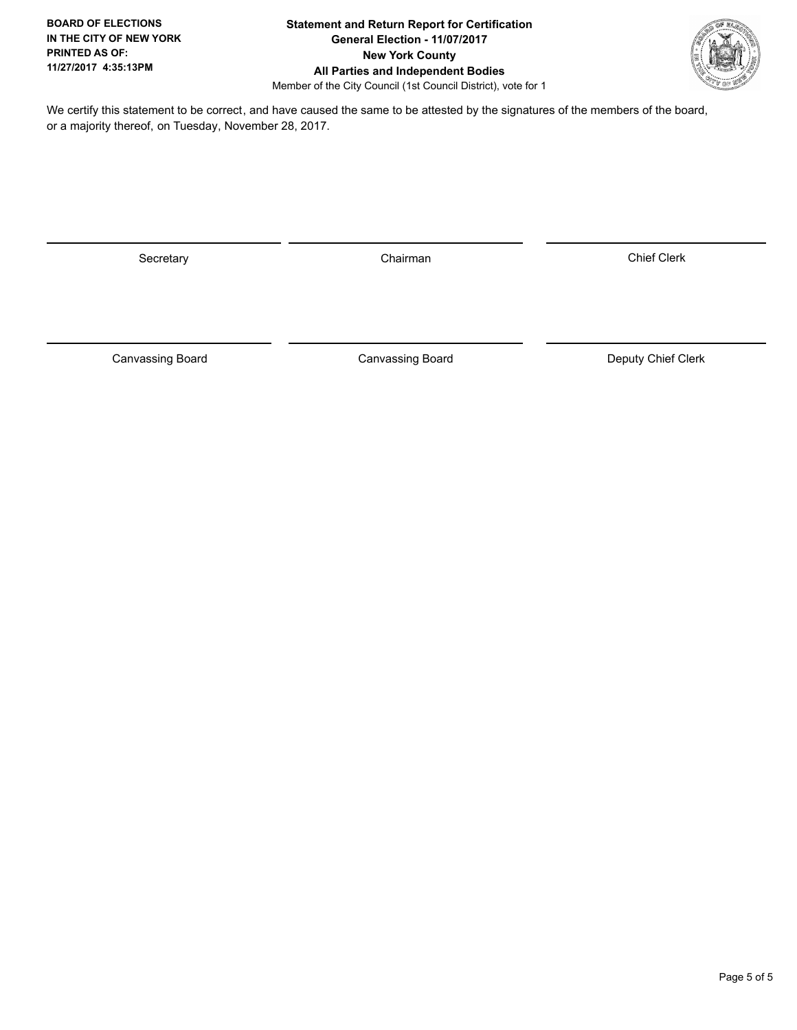**BOARD OF ELECTIONS IN THE CITY OF NEW YORK**
**PRINTED AS OF: 11/27/2017 4:35:13PM**

**Statement and Return Report for Certification**
**General Election - 11/07/2017**
**New York County**
**All Parties and Independent Bodies**
Member of the City Council (1st Council District), vote for 1

We certify this statement to be correct, and have caused the same to be attested by the signatures of the members of the board, or a majority thereof, on Tuesday, November 28, 2017.

| | | |
|---|---|---|
| Secretary | Chairman | Chief Clerk |
| Canvassing Board | Canvassing Board | Deputy Chief Clerk |